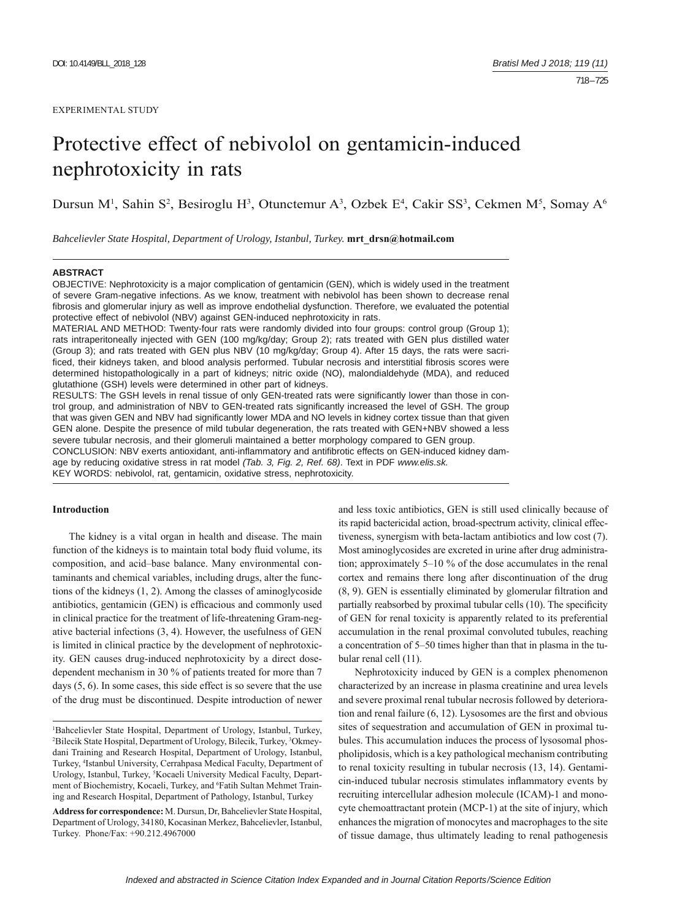EXPERIMENTAL STUDY

# Protective effect of nebivolol on gentamicin-induced nephrotoxicity in rats

Dursun M[1], Sahin S[2], Besiroglu H[3], Otunctemur A[3], Ozbek E[4], Cakir SS[3], Cekmen M[5], Somay A[6]

*Bahcelievler State Hospital, Department of Urology, Istanbul, Turkey.* **mrt_drsn@hotmail.com**

## ABSTRACT

OBJECTIVE: Nephrotoxicity is a major complication of gentamicin (GEN), which is widely used in the treatment of severe Gram-negative infections. As we know, treatment with nebivolol has been shown to decrease renal fibrosis and glomerular injury as well as improve endothelial dysfunction. Therefore, we evaluated the potential protective effect of nebivolol (NBV) against GEN-induced nephrotoxicity in rats.

MATERIAL AND METHOD: Twenty-four rats were randomly divided into four groups: control group (Group 1); rats intraperitoneally injected with GEN (100 mg/kg/day; Group 2); rats treated with GEN plus distilled water (Group 3); and rats treated with GEN plus NBV (10 mg/kg/day; Group 4). After 15 days, the rats were sacrificed, their kidneys taken, and blood analysis performed. Tubular necrosis and interstitial fibrosis scores were determined histopathologically in a part of kidneys; nitric oxide (NO), malondialdehyde (MDA), and reduced glutathione (GSH) levels were determined in other part of kidneys.

RESULTS: The GSH levels in renal tissue of only GEN-treated rats were significantly lower than those in control group, and administration of NBV to GEN-treated rats significantly increased the level of GSH. The group that was given GEN and NBV had significantly lower MDA and NO levels in kidney cortex tissue than that given GEN alone. Despite the presence of mild tubular degeneration, the rats treated with GEN+NBV showed a less severe tubular necrosis, and their glomeruli maintained a better morphology compared to GEN group.

CONCLUSION: NBV exerts antioxidant, anti-inflammatory and antifibrotic effects on GEN-induced kidney damage by reducing oxidative stress in rat model *(Tab. 3, Fig. 2, Ref. 68)*. Text in PDF *www.elis.sk.*

KEY WORDS: nebivolol, rat, gentamicin, oxidative stress, nephrotoxicity.

## Introduction

The kidney is a vital organ in health and disease. The main function of the kidneys is to maintain total body fluid volume, its composition, and acid–base balance. Many environmental contaminants and chemical variables, including drugs, alter the functions of the kidneys (1, 2). Among the classes of aminoglycoside antibiotics, gentamicin (GEN) is efficacious and commonly used in clinical practice for the treatment of life-threatening Gram-negative bacterial infections (3, 4). However, the usefulness of GEN is limited in clinical practice by the development of nephrotoxicity. GEN causes drug-induced nephrotoxicity by a direct dose-dependent mechanism in 30 % of patients treated for more than 7 days (5, 6). In some cases, this side effect is so severe that the use of the drug must be discontinued. Despite introduction of newer and less toxic antibiotics, GEN is still used clinically because of its rapid bactericidal action, broad-spectrum activity, clinical effectiveness, synergism with beta-lactam antibiotics and low cost (7). Most aminoglycosides are excreted in urine after drug administration; approximately 5–10 % of the dose accumulates in the renal cortex and remains there long after discontinuation of the drug (8, 9). GEN is essentially eliminated by glomerular filtration and partially reabsorbed by proximal tubular cells (10). The specificity of GEN for renal toxicity is apparently related to its preferential accumulation in the renal proximal convoluted tubules, reaching a concentration of 5–50 times higher than that in plasma in the tubular renal cell (11).

Nephrotoxicity induced by GEN is a complex phenomenon characterized by an increase in plasma creatinine and urea levels and severe proximal renal tubular necrosis followed by deterioration and renal failure (6, 12). Lysosomes are the first and obvious sites of sequestration and accumulation of GEN in proximal tubules. This accumulation induces the process of lysosomal phospholipidosis, which is a key pathological mechanism contributing to renal toxicity resulting in tubular necrosis (13, 14). Gentamicin-induced tubular necrosis stimulates inflammatory events by recruiting intercellular adhesion molecule (ICAM)-1 and monocyte chemoattractant protein (MCP-1) at the site of injury, which enhances the migration of monocytes and macrophages to the site of tissue damage, thus ultimately leading to renal pathogenesis

[1]Bahcelievler State Hospital, Department of Urology, Istanbul, Turkey, [2]Bilecik State Hospital, Department of Urology, Bilecik, Turkey, [3]Okmeydani Training and Research Hospital, Department of Urology, Istanbul, Turkey, [4]Istanbul University, Cerrahpasa Medical Faculty, Department of Urology, Istanbul, Turkey, [5]Kocaeli University Medical Faculty, Department of Biochemistry, Kocaeli, Turkey, and [6]Fatih Sultan Mehmet Training and Research Hospital, Department of Pathology, Istanbul, Turkey

**Address for correspondence:** M. Dursun, Dr, Bahcelievler State Hospital, Department of Urology, 34180, Kocasinan Merkez, Bahcelievler, Istanbul, Turkey. Phone/Fax: +90.212.4967000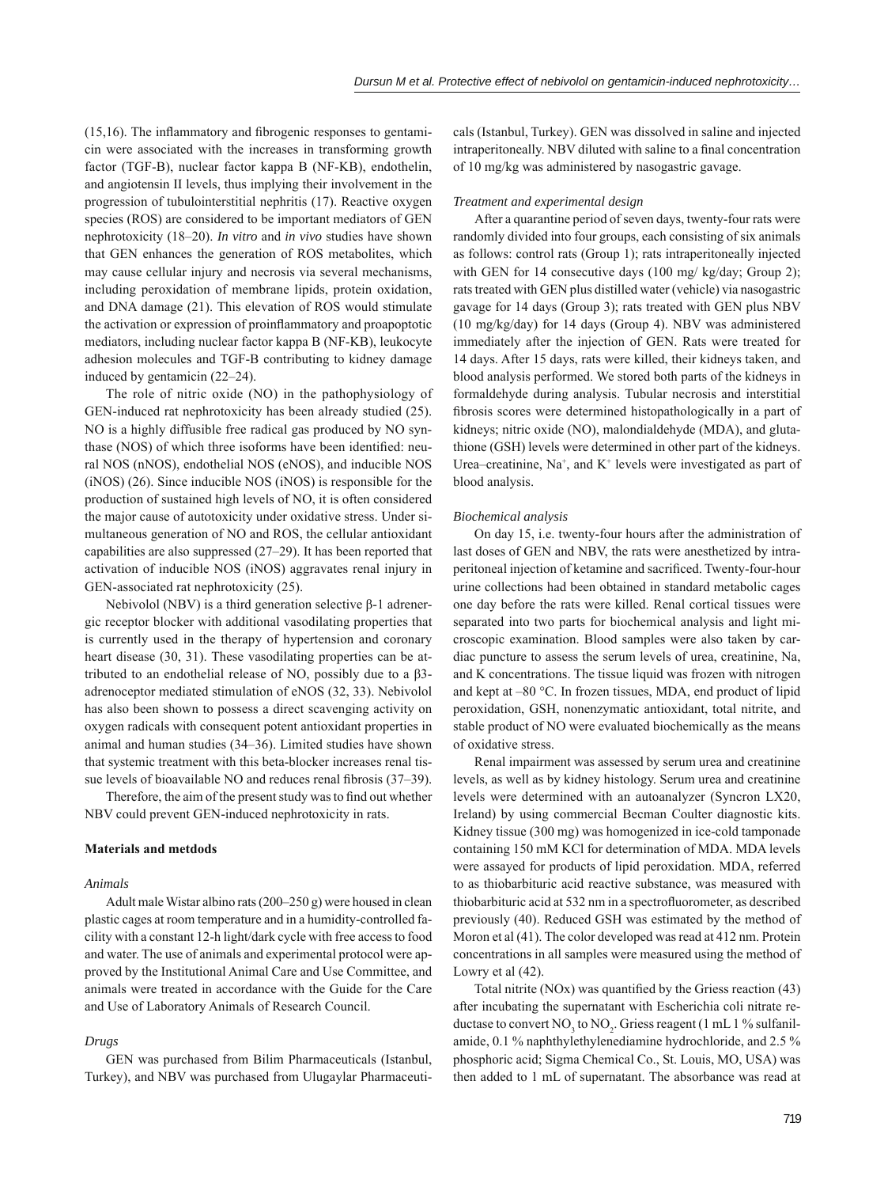(15,16). The inflammatory and fibrogenic responses to gentamicin were associated with the increases in transforming growth factor (TGF-B), nuclear factor kappa B (NF-KB), endothelin, and angiotensin II levels, thus implying their involvement in the progression of tubulointerstitial nephritis (17). Reactive oxygen species (ROS) are considered to be important mediators of GEN nephrotoxicity (18–20). *In vitro* and *in vivo* studies have shown that GEN enhances the generation of ROS metabolites, which may cause cellular injury and necrosis via several mechanisms, including peroxidation of membrane lipids, protein oxidation, and DNA damage (21). This elevation of ROS would stimulate the activation or expression of proinflammatory and proapoptotic mediators, including nuclear factor kappa B (NF-KB), leukocyte adhesion molecules and TGF-B contributing to kidney damage induced by gentamicin (22–24).

The role of nitric oxide (NO) in the pathophysiology of GEN-induced rat nephrotoxicity has been already studied (25). NO is a highly diffusible free radical gas produced by NO synthase (NOS) of which three isoforms have been identified: neural NOS (nNOS), endothelial NOS (eNOS), and inducible NOS (iNOS) (26). Since inducible NOS (iNOS) is responsible for the production of sustained high levels of NO, it is often considered the major cause of autotoxicity under oxidative stress. Under simultaneous generation of NO and ROS, the cellular antioxidant capabilities are also suppressed (27–29). It has been reported that activation of inducible NOS (iNOS) aggravates renal injury in GEN-associated rat nephrotoxicity (25).

Nebivolol (NBV) is a third generation selective β-1 adrenergic receptor blocker with additional vasodilating properties that is currently used in the therapy of hypertension and coronary heart disease (30, 31). These vasodilating properties can be attributed to an endothelial release of NO, possibly due to a β3-adrenoceptor mediated stimulation of eNOS (32, 33). Nebivolol has also been shown to possess a direct scavenging activity on oxygen radicals with consequent potent antioxidant properties in animal and human studies (34–36). Limited studies have shown that systemic treatment with this beta-blocker increases renal tissue levels of bioavailable NO and reduces renal fibrosis (37–39).

Therefore, the aim of the present study was to find out whether NBV could prevent GEN-induced nephrotoxicity in rats.

## Materials and metdods

### *Animals*

Adult male Wistar albino rats (200–250 g) were housed in clean plastic cages at room temperature and in a humidity-controlled facility with a constant 12-h light/dark cycle with free access to food and water. The use of animals and experimental protocol were approved by the Institutional Animal Care and Use Committee, and animals were treated in accordance with the Guide for the Care and Use of Laboratory Animals of Research Council.

### *Drugs*

GEN was purchased from Bilim Pharmaceuticals (Istanbul, Turkey), and NBV was purchased from Ulugaylar Pharmaceuticals (Istanbul, Turkey). GEN was dissolved in saline and injected intraperitoneally. NBV diluted with saline to a final concentration of 10 mg/kg was administered by nasogastric gavage.

### *Treatment and experimental design*

After a quarantine period of seven days, twenty-four rats were randomly divided into four groups, each consisting of six animals as follows: control rats (Group 1); rats intraperitoneally injected with GEN for 14 consecutive days (100 mg/ kg/day; Group 2); rats treated with GEN plus distilled water (vehicle) via nasogastric gavage for 14 days (Group 3); rats treated with GEN plus NBV (10 mg/kg/day) for 14 days (Group 4). NBV was administered immediately after the injection of GEN. Rats were treated for 14 days. After 15 days, rats were killed, their kidneys taken, and blood analysis performed. We stored both parts of the kidneys in formaldehyde during analysis. Tubular necrosis and interstitial fibrosis scores were determined histopathologically in a part of kidneys; nitric oxide (NO), malondialdehyde (MDA), and glutathione (GSH) levels were determined in other part of the kidneys. Urea–creatinine, $Na^+$, and $K^+$ levels were investigated as part of blood analysis.

### *Biochemical analysis*

On day 15, i.e. twenty-four hours after the administration of last doses of GEN and NBV, the rats were anesthetized by intraperitoneal injection of ketamine and sacrificed. Twenty-four-hour urine collections had been obtained in standard metabolic cages one day before the rats were killed. Renal cortical tissues were separated into two parts for biochemical analysis and light microscopic examination. Blood samples were also taken by cardiac puncture to assess the serum levels of urea, creatinine, Na, and K concentrations. The tissue liquid was frozen with nitrogen and kept at –80 °C. In frozen tissues, MDA, end product of lipid peroxidation, GSH, nonenzymatic antioxidant, total nitrite, and stable product of NO were evaluated biochemically as the means of oxidative stress.

Renal impairment was assessed by serum urea and creatinine levels, as well as by kidney histology. Serum urea and creatinine levels were determined with an autoanalyzer (Syncron LX20, Ireland) by using commercial Becman Coulter diagnostic kits. Kidney tissue (300 mg) was homogenized in ice-cold tamponade containing 150 mM KCl for determination of MDA. MDA levels were assayed for products of lipid peroxidation. MDA, referred to as thiobarbituric acid reactive substance, was measured with thiobarbituric acid at 532 nm in a spectrofluorometer, as described previously (40). Reduced GSH was estimated by the method of Moron et al (41). The color developed was read at 412 nm. Protein concentrations in all samples were measured using the method of Lowry et al (42).

Total nitrite (NOx) was quantified by the Griess reaction (43) after incubating the supernatant with Escherichia coli nitrate reductase to convert $NO_3$ to $NO_2$. Griess reagent (1 mL 1 % sulfanilamide, 0.1 % naphthylethylenediamine hydrochloride, and 2.5 % phosphoric acid; Sigma Chemical Co., St. Louis, MO, USA) was then added to 1 mL of supernatant. The absorbance was read at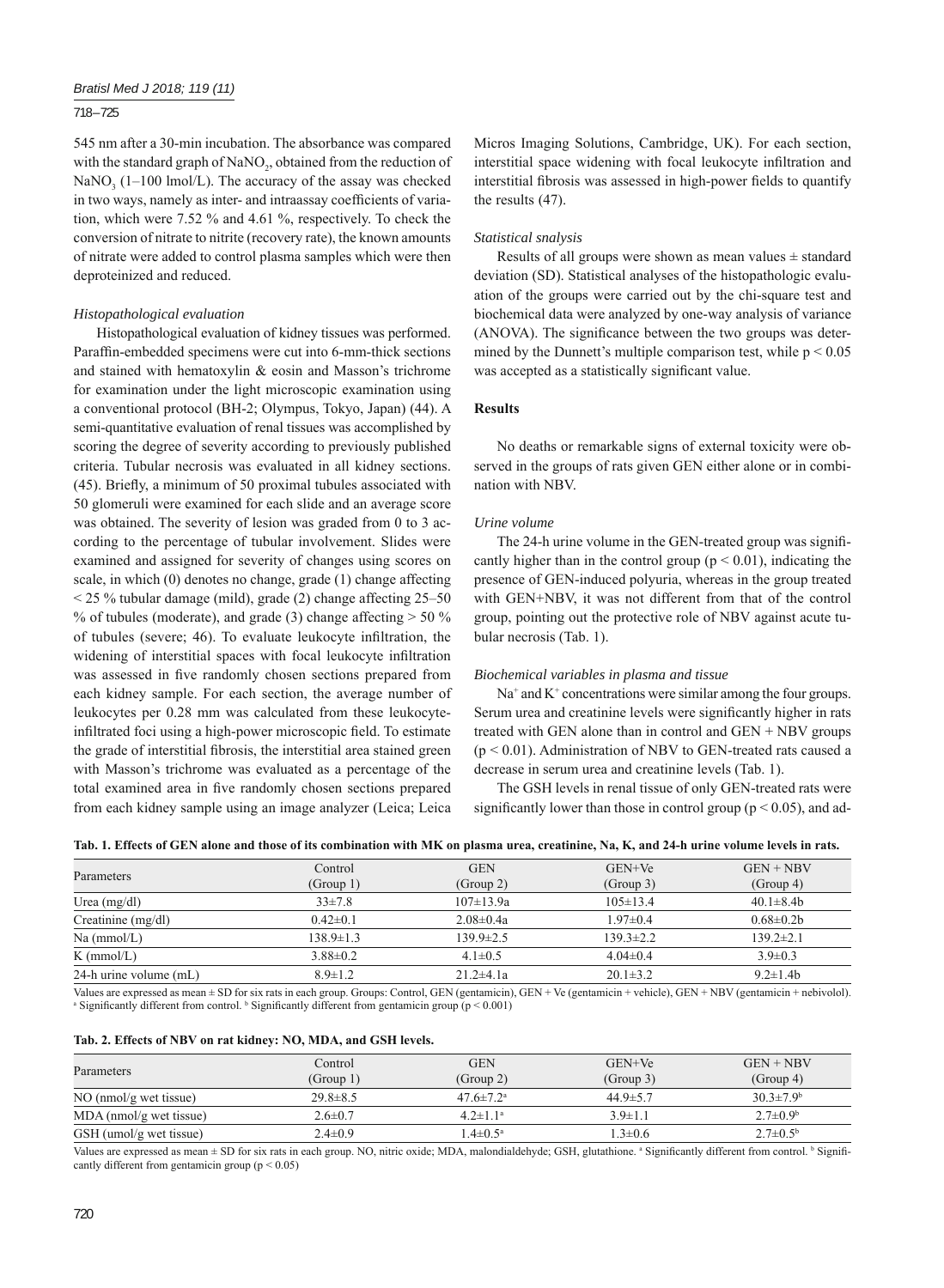545 nm after a 30-min incubation. The absorbance was compared with the standard graph of $NaNO_2$, obtained from the reduction of $NaNO_3$ (1–100 lmol/L). The accuracy of the assay was checked in two ways, namely as inter- and intraassay coefficients of variation, which were 7.52 % and 4.61 %, respectively. To check the conversion of nitrate to nitrite (recovery rate), the known amounts of nitrate were added to control plasma samples which were then deproteinized and reduced.

### *Histopathological evaluation*

Histopathological evaluation of kidney tissues was performed. Paraffin-embedded specimens were cut into 6-mm-thick sections and stained with hematoxylin & eosin and Masson's trichrome for examination under the light microscopic examination using a conventional protocol (BH-2; Olympus, Tokyo, Japan) (44). A semi-quantitative evaluation of renal tissues was accomplished by scoring the degree of severity according to previously published criteria. Tubular necrosis was evaluated in all kidney sections. (45). Briefly, a minimum of 50 proximal tubules associated with 50 glomeruli were examined for each slide and an average score was obtained. The severity of lesion was graded from 0 to 3 according to the percentage of tubular involvement. Slides were examined and assigned for severity of changes using scores on scale, in which (0) denotes no change, grade (1) change affecting < 25 % tubular damage (mild), grade (2) change affecting 25–50 % of tubules (moderate), and grade (3) change affecting > 50 % of tubules (severe; 46). To evaluate leukocyte infiltration, the widening of interstitial spaces with focal leukocyte infiltration was assessed in five randomly chosen sections prepared from each kidney sample. For each section, the average number of leukocytes per 0.28 mm was calculated from these leukocyte-infiltrated foci using a high-power microscopic field. To estimate the grade of interstitial fibrosis, the interstitial area stained green with Masson's trichrome was evaluated as a percentage of the total examined area in five randomly chosen sections prepared from each kidney sample using an image analyzer (Leica; Leica Micros Imaging Solutions, Cambridge, UK). For each section, interstitial space widening with focal leukocyte infiltration and interstitial fibrosis was assessed in high-power fields to quantify the results (47).

### *Statistical snalysis*

Results of all groups were shown as mean values ± standard deviation (SD). Statistical analyses of the histopathologic evaluation of the groups were carried out by the chi-square test and biochemical data were analyzed by one-way analysis of variance (ANOVA). The significance between the two groups was determined by the Dunnett's multiple comparison test, while $p < 0.05$ was accepted as a statistically significant value.

## Results

No deaths or remarkable signs of external toxicity were observed in the groups of rats given GEN either alone or in combination with NBV.

### *Urine volume*

The 24-h urine volume in the GEN-treated group was significantly higher than in the control group ($p < 0.01$), indicating the presence of GEN-induced polyuria, whereas in the group treated with GEN+NBV, it was not different from that of the control group, pointing out the protective role of NBV against acute tubular necrosis (Tab. 1).

### *Biochemical variables in plasma and tissue*

$Na^+$ and $K^+$ concentrations were similar among the four groups. Serum urea and creatinine levels were significantly higher in rats treated with GEN alone than in control and GEN + NBV groups ($p < 0.01$). Administration of NBV to GEN-treated rats caused a decrease in serum urea and creatinine levels (Tab. 1).

The GSH levels in renal tissue of only GEN-treated rats were significantly lower than those in control group ($p < 0.05$), and ad-

**Tab. 1. Effects of GEN alone and those of its combination with MK on plasma urea, creatinine, Na, K, and 24-h urine volume levels in rats.**

| Parameters | Control (Group 1) | GEN (Group 2) | GEN+Ve (Group 3) | GEN + NBV (Group 4) |
|---|---|---|---|---|
| Urea (mg/dl) | 33±7.8 | 107±13.9a | 105±13.4 | 40.1±8.4b |
| Creatinine (mg/dl) | 0.42±0.1 | 2.08±0.4a | 1.97±0.4 | 0.68±0.2b |
| Na (mmol/L) | 138.9±1.3 | 139.9±2.5 | 139.3±2.2 | 139.2±2.1 |
| K (mmol/L) | 3.88±0.2 | 4.1±0.5 | 4.04±0.4 | 3.9±0.3 |
| 24-h urine volume (mL) | 8.9±1.2 | 21.2±4.1a | 20.1±3.2 | 9.2±1.4b |

Values are expressed as mean ± SD for six rats in each group. Groups: Control, GEN (gentamicin), GEN + Ve (gentamicin + vehicle), GEN + NBV (gentamicin + nebivolol). [a] Significantly different from control. [b] Significantly different from gentamicin group ($p < 0.001$)

**Tab. 2. Effects of NBV on rat kidney: NO, MDA, and GSH levels.**

| Parameters | Control (Group 1) | GEN (Group 2) | GEN+Ve (Group 3) | GEN + NBV (Group 4) |
|---|---|---|---|---|
| NO (nmol/g wet tissue) | 29.8±8.5 | 47.6±7.2[a] | 44.9±5.7 | 30.3±7.9[b] |
| MDA (nmol/g wet tissue) | 2.6±0.7 | 4.2±1.1[a] | 3.9±1.1 | 2.7±0.9[b] |
| GSH (umol/g wet tissue) | 2.4±0.9 | 1.4±0.5[a] | 1.3±0.6 | 2.7±0.5[b] |

Values are expressed as mean ± SD for six rats in each group. NO, nitric oxide; MDA, malondialdehyde; GSH, glutathione. [a] Significantly different from control. [b] Significantly different from gentamicin group ($p < 0.05$)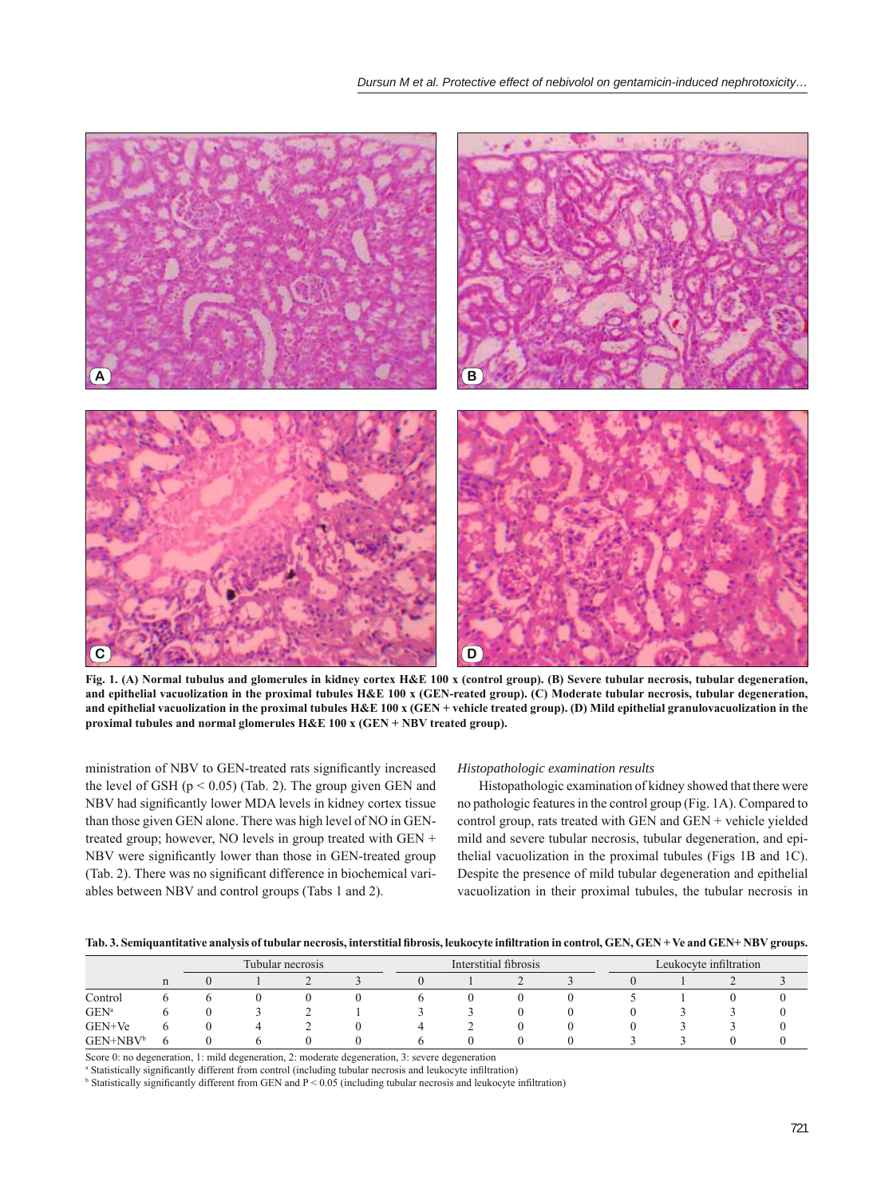**Fig. 1. (A) Normal tubulus and glomerules in kidney cortex H&E 100 x (control group). (B) Severe tubular necrosis, tubular degeneration, and epithelial vacuolization in the proximal tubules H&E 100 x (GEN-reated group). (C) Moderate tubular necrosis, tubular degeneration, and epithelial vacuolization in the proximal tubules H&E 100 x (GEN + vehicle treated group). (D) Mild epithelial granulovacuolization in the proximal tubules and normal glomerules H&E 100 x (GEN + NBV treated group).**

ministration of NBV to GEN-treated rats significantly increased the level of GSH ($p < 0.05$) (Tab. 2). The group given GEN and NBV had significantly lower MDA levels in kidney cortex tissue than those given GEN alone. There was high level of NO in GEN-treated group; however, NO levels in group treated with GEN + NBV were significantly lower than those in GEN-treated group (Tab. 2). There was no significant difference in biochemical variables between NBV and control groups (Tabs 1 and 2).

*Histopathologic examination results*

Histopathologic examination of kidney showed that there were no pathologic features in the control group (Fig. 1A). Compared to control group, rats treated with GEN and GEN + vehicle yielded mild and severe tubular necrosis, tubular degeneration, and epithelial vacuolization in the proximal tubules (Figs 1B and 1C). Despite the presence of mild tubular degeneration and epithelial vacuolization in their proximal tubules, the tubular necrosis in

**Tab. 3. Semiquantitative analysis of tubular necrosis, interstitial fibrosis, leukocyte infiltration in control, GEN, GEN + Ve and GEN+ NBV groups.**

| | | Tubular necrosis | | | | Interstitial fibrosis | | | | Leukocyte infiltration | | | |
|---|---|---|---|---|---|---|---|---|---|---|---|---|---|
| | n | 0 | 1 | 2 | 3 | 0 | 1 | 2 | 3 | 0 | 1 | 2 | 3 |
| Control | 6 | 6 | 0 | 0 | 0 | 6 | 0 | 0 | 0 | 5 | 1 | 0 | 0 |
| GEN[a] | 6 | 0 | 3 | 2 | 1 | 3 | 3 | 0 | 0 | 0 | 3 | 3 | 0 |
| GEN+Ve | 6 | 0 | 4 | 2 | 0 | 4 | 2 | 0 | 0 | 0 | 3 | 3 | 0 |
| GEN+NBV[b] | 6 | 0 | 6 | 0 | 0 | 6 | 0 | 0 | 0 | 3 | 3 | 0 | 0 |

Score 0: no degeneration, 1: mild degeneration, 2: moderate degeneration, 3: severe degeneration

[a] Statistically significantly different from control (including tubular necrosis and leukocyte infiltration)

[b] Statistically significantly different from GEN and $P < 0.05$ (including tubular necrosis and leukocyte infiltration)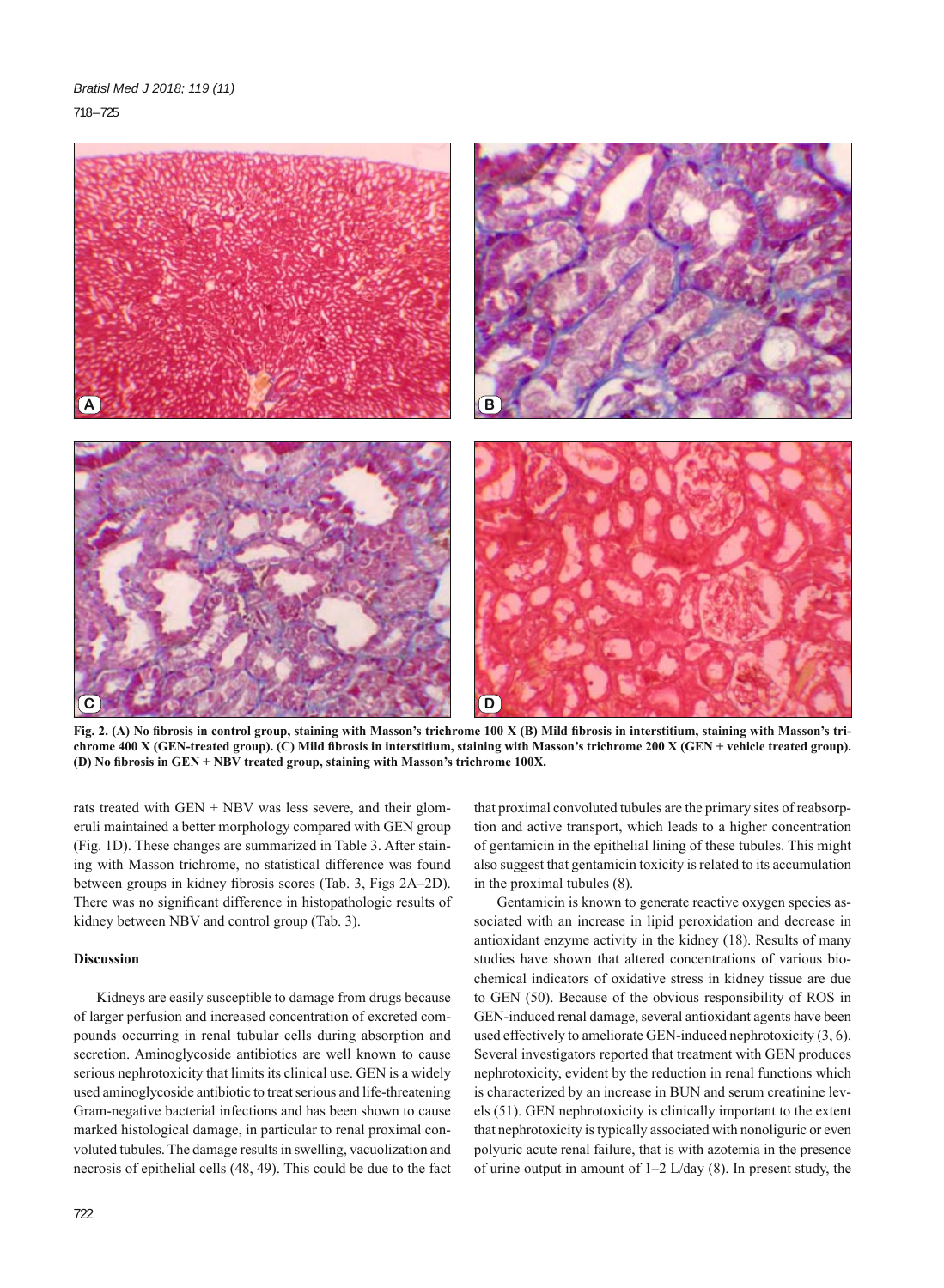Fig. 2. (A) No fibrosis in control group, staining with Masson's trichrome 100 X (B) Mild fibrosis in interstitium, staining with Masson's trichrome 400 X (GEN-treated group). (C) Mild fibrosis in interstitium, staining with Masson's trichrome 200 X (GEN + vehicle treated group). (D) No fibrosis in GEN + NBV treated group, staining with Masson's trichrome 100X.

rats treated with GEN + NBV was less severe, and their glomeruli maintained a better morphology compared with GEN group (Fig. 1D). These changes are summarized in Table 3. After staining with Masson trichrome, no statistical difference was found between groups in kidney fibrosis scores (Tab. 3, Figs 2A–2D). There was no significant difference in histopathologic results of kidney between NBV and control group (Tab. 3).

**Discussion**

Kidneys are easily susceptible to damage from drugs because of larger perfusion and increased concentration of excreted compounds occurring in renal tubular cells during absorption and secretion. Aminoglycoside antibiotics are well known to cause serious nephrotoxicity that limits its clinical use. GEN is a widely used aminoglycoside antibiotic to treat serious and life-threatening Gram-negative bacterial infections and has been shown to cause marked histological damage, in particular to renal proximal convoluted tubules. The damage results in swelling, vacuolization and necrosis of epithelial cells (48, 49). This could be due to the fact that proximal convoluted tubules are the primary sites of reabsorption and active transport, which leads to a higher concentration of gentamicin in the epithelial lining of these tubules. This might also suggest that gentamicin toxicity is related to its accumulation in the proximal tubules (8).

Gentamicin is known to generate reactive oxygen species associated with an increase in lipid peroxidation and decrease in antioxidant enzyme activity in the kidney (18). Results of many studies have shown that altered concentrations of various biochemical indicators of oxidative stress in kidney tissue are due to GEN (50). Because of the obvious responsibility of ROS in GEN-induced renal damage, several antioxidant agents have been used effectively to ameliorate GEN-induced nephrotoxicity (3, 6). Several investigators reported that treatment with GEN produces nephrotoxicity, evident by the reduction in renal functions which is characterized by an increase in BUN and serum creatinine levels (51). GEN nephrotoxicity is clinically important to the extent that nephrotoxicity is typically associated with nonoliguric or even polyuric acute renal failure, that is with azotemia in the presence of urine output in amount of 1–2 L/day (8). In present study, the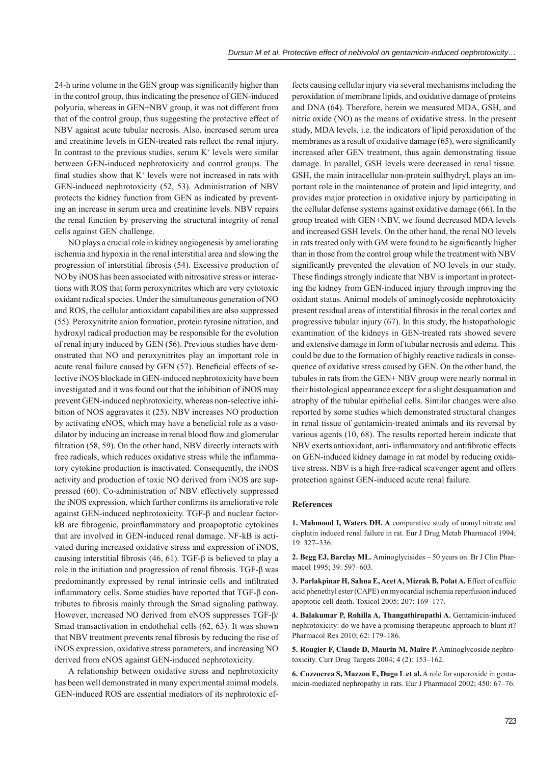24-h urine volume in the GEN group was significantly higher than in the control group, thus indicating the presence of GEN-induced polyuria, whereas in GEN+NBV group, it was not different from that of the control group, thus suggesting the protective effect of NBV against acute tubular necrosis. Also, increased serum urea and creatinine levels in GEN-treated rats reflect the renal injury. In contrast to the previous studies, serum $K^+$ levels were similar between GEN-induced nephrotoxicity and control groups. The final studies show that $K^+$ levels were not increased in rats with GEN-induced nephrotoxicity (52, 53). Administration of NBV protects the kidney function from GEN as indicated by preventing an increase in serum urea and creatinine levels. NBV repairs the renal function by preserving the structural integrity of renal cells against GEN challenge.

NO plays a crucial role in kidney angiogenesis by ameliorating ischemia and hypoxia in the renal interstitial area and slowing the progression of interstitial fibrosis (54). Excessive production of NO by iNOS has been associated with nitrosative stress or interactions with ROS that form peroxynitrites which are very cytotoxic oxidant radical species. Under the simultaneous generation of NO and ROS, the cellular antioxidant capabilities are also suppressed (55). Peroxynitrite anion formation, protein tyrosine nitration, and hydroxyl radical production may be responsible for the evolution of renal injury induced by GEN (56). Previous studies have demonstrated that NO and peroxynitrites play an important role in acute renal failure caused by GEN (57). Beneficial effects of selective iNOS blockade in GEN-induced nephrotoxicity have been investigated and it was found out that the inhibition of iNOS may prevent GEN-induced nephrotoxicity, whereas non-selective inhibition of NOS aggravates it (25). NBV increases NO production by activating eNOS, which may have a beneficial role as a vasodilator by inducing an increase in renal blood flow and glomerular filtration (58, 59). On the other hand, NBV directly interacts with free radicals, which reduces oxidative stress while the inflammatory cytokine production is inactivated. Consequently, the iNOS activity and production of toxic NO derived from iNOS are suppressed (60). Co-administration of NBV effectively suppressed the iNOS expression, which further confirms its ameliorative role against GEN-induced nephrotoxicity. TGF-β and nuclear factor-kB are fibrogenic, proinflammatory and proapoptotic cytokines that are involved in GEN-induced renal damage. NF-kB is activated during increased oxidative stress and expression of iNOS, causing interstitial fibrosis (46, 61). TGF-β is believed to play a role in the initiation and progression of renal fibrosis. TGF-β was predominantly expressed by renal intrinsic cells and infiltrated inflammatory cells. Some studies have reported that TGF-β contributes to fibrosis mainly through the Smad signaling pathway. However, increased NO derived from eNOS suppresses TGF-β/Smad transactivation in endothelial cells (62, 63). It was shown that NBV treatment prevents renal fibrosis by reducing the rise of iNOS expression, oxidative stress parameters, and increasing NO derived from eNOS against GEN-induced nephrotoxicity.

A relationship between oxidative stress and nephrotoxicity has been well demonstrated in many experimental animal models. GEN-induced ROS are essential mediators of its nephrotoxic effects causing cellular injury via several mechanisms including the peroxidation of membrane lipids, and oxidative damage of proteins and DNA (64). Therefore, herein we measured MDA, GSH, and nitric oxide (NO) as the means of oxidative stress. In the present study, MDA levels, i.e. the indicators of lipid peroxidation of the membranes as a result of oxidative damage (65), were significantly increased after GEN treatment, thus again demonstrating tissue damage. In parallel, GSH levels were decreased in renal tissue. GSH, the main intracellular non-protein sulfhydryl, plays an important role in the maintenance of protein and lipid integrity, and provides major protection in oxidative injury by participating in the cellular defense systems against oxidative damage (66). In the group treated with GEN+NBV, we found decreased MDA levels and increased GSH levels. On the other hand, the renal NO levels in rats treated only with GM were found to be significantly higher than in those from the control group while the treatment with NBV significantly prevented the elevation of NO levels in our study. These findings strongly indicate that NBV is important in protecting the kidney from GEN-induced injury through improving the oxidant status. Animal models of aminoglycoside nephrotoxicity present residual areas of interstitial fibrosis in the renal cortex and progressive tubular injury (67). In this study, the histopathologic examination of the kidneys in GEN-treated rats showed severe and extensive damage in form of tubular necrosis and edema. This could be due to the formation of highly reactive radicals in consequence of oxidative stress caused by GEN. On the other hand, the tubules in rats from the GEN+ NBV group were nearly normal in their histological appearance except for a slight desquamation and atrophy of the tubular epithelial cells. Similar changes were also reported by some studies which demonstrated structural changes in renal tissue of gentamicin-treated animals and its reversal by various agents (10, 68). The results reported herein indicate that NBV exerts antioxidant, anti- inflammatory and antifibrotic effects on GEN-induced kidney damage in rat model by reducing oxidative stress. NBV is a high free-radical scavenger agent and offers protection against GEN-induced acute renal failure.

## References

**1. Mahmood I, Waters DH. A** comparative study of uranyl nitrate and cisplatin induced renal failure in rat. Eur J Drug Metab Pharmacol 1994; 19: 327–336.

**2. Begg EJ, Barclay ML.** Aminoglycisides – 50 years on. Br J Clin Pharmacol 1995; 39: 597–603.

**3. Parlakpinar H, Sahna E, Acet A, Mizrak B, Polat A.** Effect of caffeic acid phenethyl ester (CAPE) on myocardial ischemia reperfusion induced apoptotic cell death. Toxicol 2005; 207: 169–177.

**4. Balakumar P, Rohilla A, Thangathirupathi A.** Gentamicin-induced nephrotoxicity: do we have a promising therapeutic approach to blunt it? Pharmacol Res 2010; 62: 179–186.

**5. Rougier F, Claude D, Maurin M, Maire P.** Aminoglycoside nephrotoxicity. Curr Drug Targets 2004; 4 (2): 153–162.

**6. Cuzzocrea S, Mazzon E, Dugo L et al.** A role for superoxide in gentamicin-mediated nephropathy in rats. Eur J Pharmacol 2002; 450: 67–76.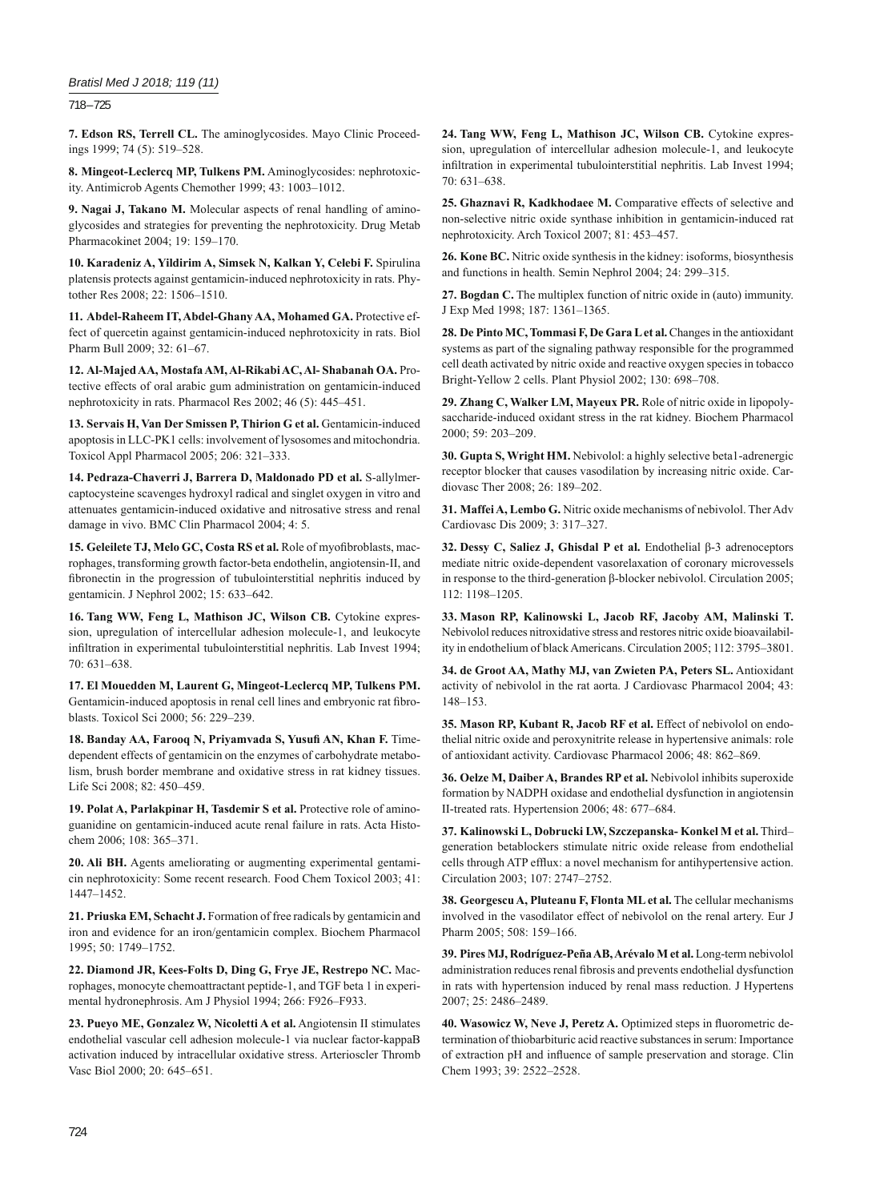**7. Edson RS, Terrell CL.** The aminoglycosides. Mayo Clinic Proceedings 1999; 74 (5): 519–528.

**8. Mingeot-Leclercq MP, Tulkens PM.** Aminoglycosides: nephrotoxicity. Antimicrob Agents Chemother 1999; 43: 1003–1012.

**9. Nagai J, Takano M.** Molecular aspects of renal handling of aminoglycosides and strategies for preventing the nephrotoxicity. Drug Metab Pharmacokinet 2004; 19: 159–170.

**10. Karadeniz A, Yildirim A, Simsek N, Kalkan Y, Celebi F.** Spirulina platensis protects against gentamicin-induced nephrotoxicity in rats. Phytother Res 2008; 22: 1506–1510.

**11. Abdel-Raheem IT, Abdel-Ghany AA, Mohamed GA.** Protective effect of quercetin against gentamicin-induced nephrotoxicity in rats. Biol Pharm Bull 2009; 32: 61–67.

**12. Al-Majed AA, Mostafa AM, Al-Rikabi AC, Al- Shabanah OA.** Protective effects of oral arabic gum administration on gentamicin-induced nephrotoxicity in rats. Pharmacol Res 2002; 46 (5): 445–451.

**13. Servais H, Van Der Smissen P, Thirion G et al.** Gentamicin-induced apoptosis in LLC-PK1 cells: involvement of lysosomes and mitochondria. Toxicol Appl Pharmacol 2005; 206: 321–333.

**14. Pedraza-Chaverri J, Barrera D, Maldonado PD et al.** S-allylmercaptocysteine scavenges hydroxyl radical and singlet oxygen in vitro and attenuates gentamicin-induced oxidative and nitrosative stress and renal damage in vivo. BMC Clin Pharmacol 2004; 4: 5.

**15. Geleilete TJ, Melo GC, Costa RS et al.** Role of myofibroblasts, macrophages, transforming growth factor-beta endothelin, angiotensin-II, and fibronectin in the progression of tubulointerstitial nephritis induced by gentamicin. J Nephrol 2002; 15: 633–642.

**16. Tang WW, Feng L, Mathison JC, Wilson CB.** Cytokine expression, upregulation of intercellular adhesion molecule-1, and leukocyte infiltration in experimental tubulointerstitial nephritis. Lab Invest 1994; 70: 631–638.

**17. El Mouedden M, Laurent G, Mingeot-Leclercq MP, Tulkens PM.** Gentamicin-induced apoptosis in renal cell lines and embryonic rat fibroblasts. Toxicol Sci 2000; 56: 229–239.

**18. Banday AA, Farooq N, Priyamvada S, Yusufi AN, Khan F.** Time-dependent effects of gentamicin on the enzymes of carbohydrate metabolism, brush border membrane and oxidative stress in rat kidney tissues. Life Sci 2008; 82: 450–459.

**19. Polat A, Parlakpinar H, Tasdemir S et al.** Protective role of aminoguanidine on gentamicin-induced acute renal failure in rats. Acta Histochem 2006; 108: 365–371.

**20. Ali BH.** Agents ameliorating or augmenting experimental gentamicin nephrotoxicity: Some recent research. Food Chem Toxicol 2003; 41: 1447–1452.

**21. Priuska EM, Schacht J.** Formation of free radicals by gentamicin and iron and evidence for an iron/gentamicin complex. Biochem Pharmacol 1995; 50: 1749–1752.

**22. Diamond JR, Kees-Folts D, Ding G, Frye JE, Restrepo NC.** Macrophages, monocyte chemoattractant peptide-1, and TGF beta 1 in experimental hydronephrosis. Am J Physiol 1994; 266: F926–F933.

**23. Pueyo ME, Gonzalez W, Nicoletti A et al.** Angiotensin II stimulates endothelial vascular cell adhesion molecule-1 via nuclear factor-kappaB activation induced by intracellular oxidative stress. Arterioscler Thromb Vasc Biol 2000; 20: 645–651.

**24. Tang WW, Feng L, Mathison JC, Wilson CB.** Cytokine expression, upregulation of intercellular adhesion molecule-1, and leukocyte infiltration in experimental tubulointerstitial nephritis. Lab Invest 1994; 70: 631–638.

**25. Ghaznavi R, Kadkhodaee M.** Comparative effects of selective and non-selective nitric oxide synthase inhibition in gentamicin-induced rat nephrotoxicity. Arch Toxicol 2007; 81: 453–457.

**26. Kone BC.** Nitric oxide synthesis in the kidney: isoforms, biosynthesis and functions in health. Semin Nephrol 2004; 24: 299–315.

**27. Bogdan C.** The multiplex function of nitric oxide in (auto) immunity. J Exp Med 1998; 187: 1361–1365.

**28. De Pinto MC, Tommasi F, De Gara L et al.** Changes in the antioxidant systems as part of the signaling pathway responsible for the programmed cell death activated by nitric oxide and reactive oxygen species in tobacco Bright-Yellow 2 cells. Plant Physiol 2002; 130: 698–708.

**29. Zhang C, Walker LM, Mayeux PR.** Role of nitric oxide in lipopolysaccharide-induced oxidant stress in the rat kidney. Biochem Pharmacol 2000; 59: 203–209.

**30. Gupta S, Wright HM.** Nebivolol: a highly selective beta1-adrenergic receptor blocker that causes vasodilation by increasing nitric oxide. Cardiovasc Ther 2008; 26: 189–202.

**31. Maffei A, Lembo G.** Nitric oxide mechanisms of nebivolol. Ther Adv Cardiovasc Dis 2009; 3: 317–327.

**32. Dessy C, Saliez J, Ghisdal P et al.** Endothelial β-3 adrenoceptors mediate nitric oxide-dependent vasorelaxation of coronary microvessels in response to the third-generation β-blocker nebivolol. Circulation 2005; 112: 1198–1205.

**33. Mason RP, Kalinowski L, Jacob RF, Jacoby AM, Malinski T.** Nebivolol reduces nitroxidative stress and restores nitric oxide bioavailability in endothelium of black Americans. Circulation 2005; 112: 3795–3801.

**34. de Groot AA, Mathy MJ, van Zwieten PA, Peters SL.** Antioxidant activity of nebivolol in the rat aorta. J Cardiovasc Pharmacol 2004; 43: 148–153.

**35. Mason RP, Kubant R, Jacob RF et al.** Effect of nebivolol on endothelial nitric oxide and peroxynitrite release in hypertensive animals: role of antioxidant activity. Cardiovasc Pharmacol 2006; 48: 862–869.

**36. Oelze M, Daiber A, Brandes RP et al.** Nebivolol inhibits superoxide formation by NADPH oxidase and endothelial dysfunction in angiotensin II-treated rats. Hypertension 2006; 48: 677–684.

**37. Kalinowski L, Dobrucki LW, Szczepanska- Konkel M et al.** Third–generation betablockers stimulate nitric oxide release from endothelial cells through ATP efflux: a novel mechanism for antihypertensive action. Circulation 2003; 107: 2747–2752.

**38. Georgescu A, Pluteanu F, Flonta ML et al.** The cellular mechanisms involved in the vasodilator effect of nebivolol on the renal artery. Eur J Pharm 2005; 508: 159–166.

**39. Pires MJ, Rodríguez-Peña AB, Arévalo M et al.** Long-term nebivolol administration reduces renal fibrosis and prevents endothelial dysfunction in rats with hypertension induced by renal mass reduction. J Hypertens 2007; 25: 2486–2489.

**40. Wasowicz W, Neve J, Peretz A.** Optimized steps in fluorometric determination of thiobarbituric acid reactive substances in serum: Importance of extraction pH and influence of sample preservation and storage. Clin Chem 1993; 39: 2522–2528.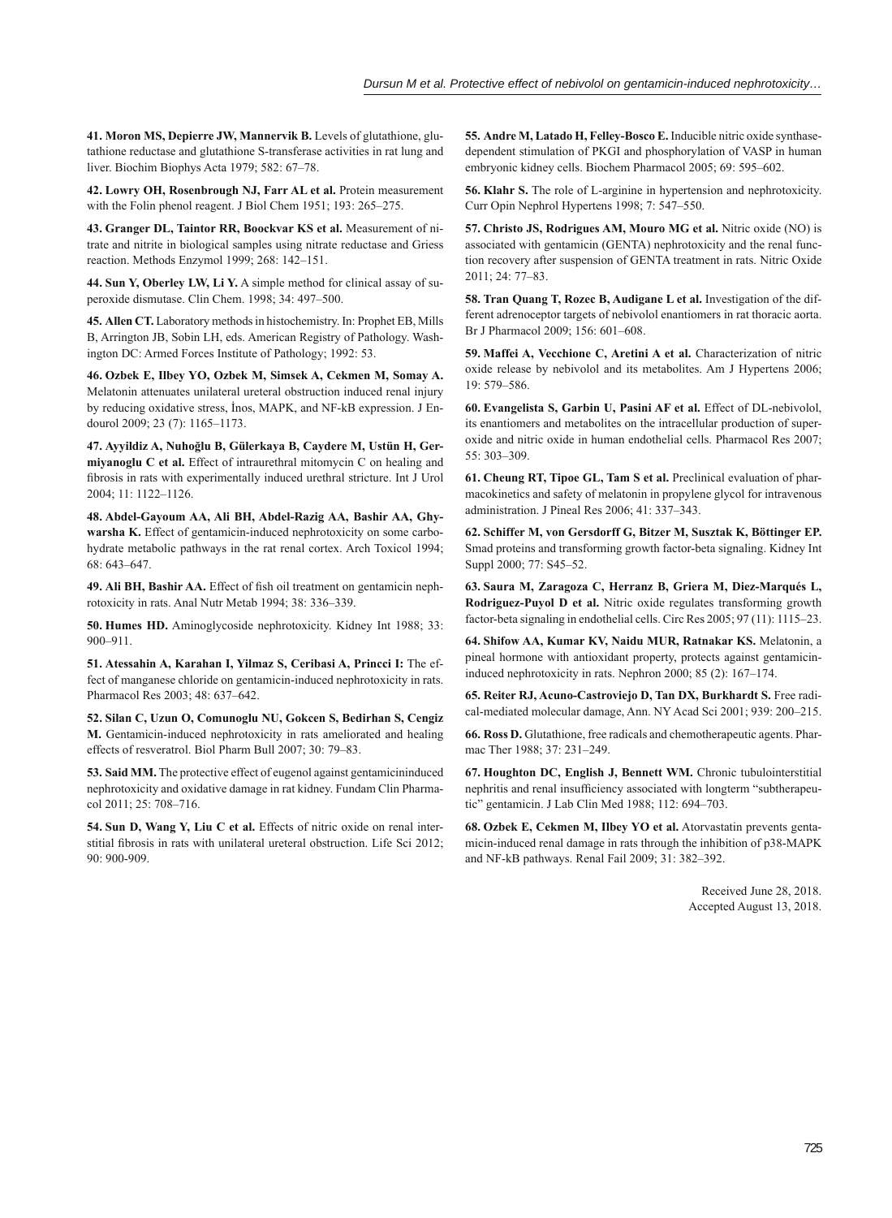**41. Moron MS, Depierre JW, Mannervik B.** Levels of glutathione, glutathione reductase and glutathione S-transferase activities in rat lung and liver. Biochim Biophys Acta 1979; 582: 67–78.

**42. Lowry OH, Rosenbrough NJ, Farr AL et al.** Protein measurement with the Folin phenol reagent. J Biol Chem 1951; 193: 265–275.

**43. Granger DL, Taintor RR, Boockvar KS et al.** Measurement of nitrate and nitrite in biological samples using nitrate reductase and Griess reaction. Methods Enzymol 1999; 268: 142–151.

**44. Sun Y, Oberley LW, Li Y.** A simple method for clinical assay of superoxide dismutase. Clin Chem. 1998; 34: 497–500.

**45. Allen CT.** Laboratory methods in histochemistry. In: Prophet EB, Mills B, Arrington JB, Sobin LH, eds. American Registry of Pathology. Washington DC: Armed Forces Institute of Pathology; 1992: 53.

**46. Ozbek E, Ilbey YO, Ozbek M, Simsek A, Cekmen M, Somay A.** Melatonin attenuates unilateral ureteral obstruction induced renal injury by reducing oxidative stress, İnos, MAPK, and NF-kB expression. J Endourol 2009; 23 (7): 1165–1173.

**47. Ayyildiz A, Nuhoğlu B, Gülerkaya B, Caydere M, Ustün H, Germiyanoglu C et al.** Effect of intraurethral mitomycin C on healing and fibrosis in rats with experimentally induced urethral stricture. Int J Urol 2004; 11: 1122–1126.

**48. Abdel-Gayoum AA, Ali BH, Abdel-Razig AA, Bashir AA, Ghywarsha K.** Effect of gentamicin-induced nephrotoxicity on some carbohydrate metabolic pathways in the rat renal cortex. Arch Toxicol 1994; 68: 643–647.

**49. Ali BH, Bashir AA.** Effect of fish oil treatment on gentamicin nephrotoxicity in rats. Anal Nutr Metab 1994; 38: 336–339.

**50. Humes HD.** Aminoglycoside nephrotoxicity. Kidney Int 1988; 33: 900–911.

**51. Atessahin A, Karahan I, Yilmaz S, Ceribasi A, Princci I:** The effect of manganese chloride on gentamicin-induced nephrotoxicity in rats. Pharmacol Res 2003; 48: 637–642.

**52. Silan C, Uzun O, Comunoglu NU, Gokcen S, Bedirhan S, Cengiz M.** Gentamicin-induced nephrotoxicity in rats ameliorated and healing effects of resveratrol. Biol Pharm Bull 2007; 30: 79–83.

**53. Said MM.** The protective effect of eugenol against gentamicininduced nephrotoxicity and oxidative damage in rat kidney. Fundam Clin Pharmacol 2011; 25: 708–716.

**54. Sun D, Wang Y, Liu C et al.** Effects of nitric oxide on renal interstitial fibrosis in rats with unilateral ureteral obstruction. Life Sci 2012; 90: 900-909.

**55. Andre M, Latado H, Felley-Bosco E.** Inducible nitric oxide synthase-dependent stimulation of PKGI and phosphorylation of VASP in human embryonic kidney cells. Biochem Pharmacol 2005; 69: 595–602.

**56. Klahr S.** The role of L-arginine in hypertension and nephrotoxicity. Curr Opin Nephrol Hypertens 1998; 7: 547–550.

**57. Christo JS, Rodrigues AM, Mouro MG et al.** Nitric oxide (NO) is associated with gentamicin (GENTA) nephrotoxicity and the renal function recovery after suspension of GENTA treatment in rats. Nitric Oxide 2011; 24: 77–83.

**58. Tran Quang T, Rozec B, Audigane L et al.** Investigation of the different adrenoceptor targets of nebivolol enantiomers in rat thoracic aorta. Br J Pharmacol 2009; 156: 601–608.

**59. Maffei A, Vecchione C, Aretini A et al.** Characterization of nitric oxide release by nebivolol and its metabolites. Am J Hypertens 2006; 19: 579–586.

**60. Evangelista S, Garbin U, Pasini AF et al.** Effect of DL-nebivolol, its enantiomers and metabolites on the intracellular production of superoxide and nitric oxide in human endothelial cells. Pharmacol Res 2007; 55: 303–309.

**61. Cheung RT, Tipoe GL, Tam S et al.** Preclinical evaluation of pharmacokinetics and safety of melatonin in propylene glycol for intravenous administration. J Pineal Res 2006; 41: 337–343.

**62. Schiffer M, von Gersdorff G, Bitzer M, Susztak K, Böttinger EP.** Smad proteins and transforming growth factor-beta signaling. Kidney Int Suppl 2000; 77: S45–52.

**63. Saura M, Zaragoza C, Herranz B, Griera M, Diez-Marqués L, Rodriguez-Puyol D et al.** Nitric oxide regulates transforming growth factor-beta signaling in endothelial cells. Circ Res 2005; 97 (11): 1115–23.

**64. Shifow AA, Kumar KV, Naidu MUR, Ratnakar KS.** Melatonin, a pineal hormone with antioxidant property, protects against gentamicin-induced nephrotoxicity in rats. Nephron 2000; 85 (2): 167–174.

**65. Reiter RJ, Acuno-Castroviejo D, Tan DX, Burkhardt S.** Free radical-mediated molecular damage, Ann. NY Acad Sci 2001; 939: 200–215.

**66. Ross D.** Glutathione, free radicals and chemotherapeutic agents. Pharmac Ther 1988; 37: 231–249.

**67. Houghton DC, English J, Bennett WM.** Chronic tubulointerstitial nephritis and renal insufficiency associated with longterm "subtherapeutic" gentamicin. J Lab Clin Med 1988; 112: 694–703.

**68. Ozbek E, Cekmen M, Ilbey YO et al.** Atorvastatin prevents gentamicin-induced renal damage in rats through the inhibition of p38-MAPK and NF-kB pathways. Renal Fail 2009; 31: 382–392.

Received June 28, 2018.
Accepted August 13, 2018.